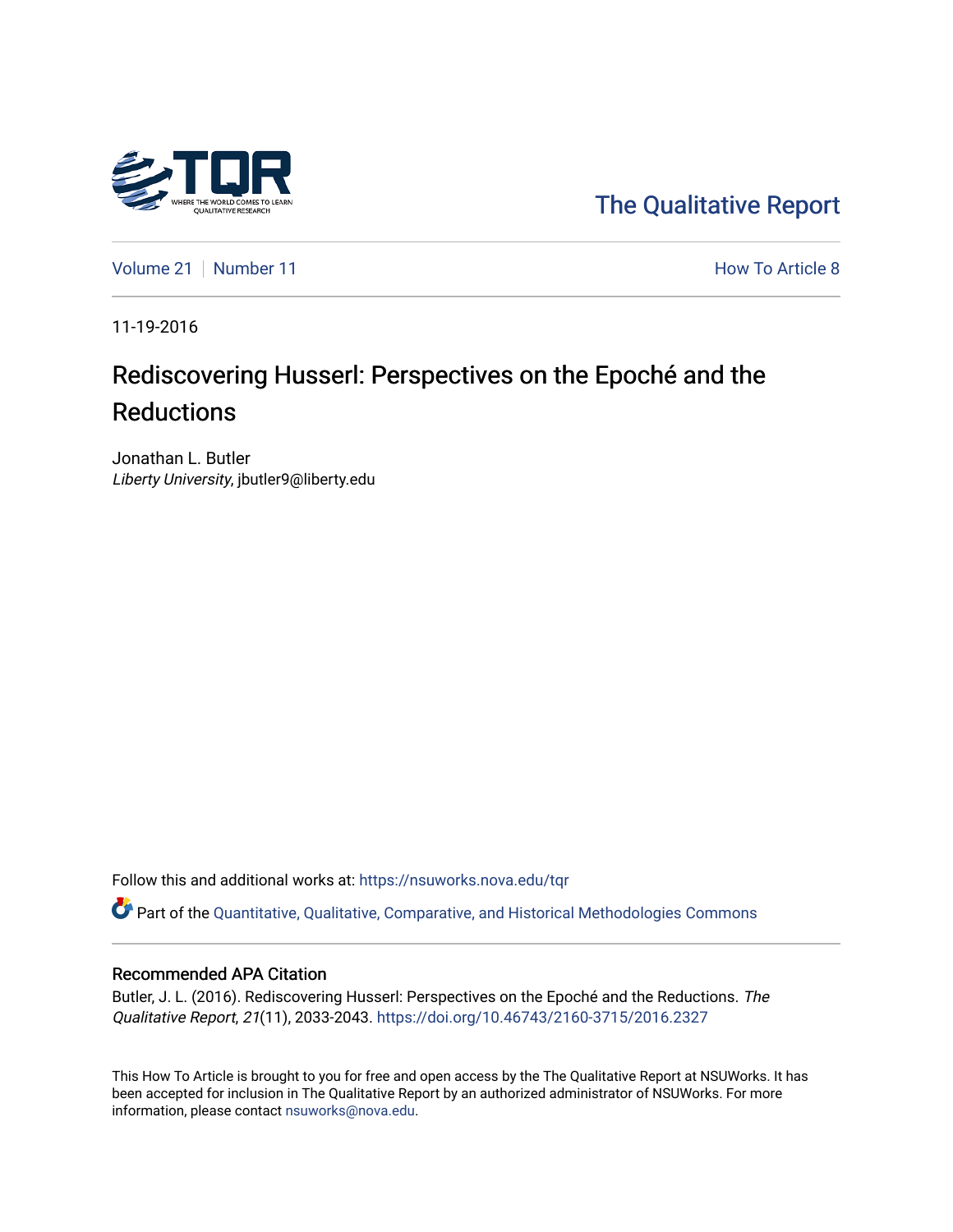The Qualitative Report

Volume 21 | Number 11 — How To Article 8

11-19-2016

# Rediscovering Husserl: Perspectives on the Epoché and the Reductions

Jonathan L. Butler
*Liberty University*, jbutler9@liberty.edu

Follow this and additional works at: https://nsuworks.nova.edu/tqr

Part of the Quantitative, Qualitative, Comparative, and Historical Methodologies Commons

## Recommended APA Citation

Butler, J. L. (2016). Rediscovering Husserl: Perspectives on the Epoché and the Reductions. *The Qualitative Report*, *21*(11), 2033-2043. https://doi.org/10.46743/2160-3715/2016.2327

This How To Article is brought to you for free and open access by the The Qualitative Report at NSUWorks. It has been accepted for inclusion in The Qualitative Report by an authorized administrator of NSUWorks. For more information, please contact nsuworks@nova.edu.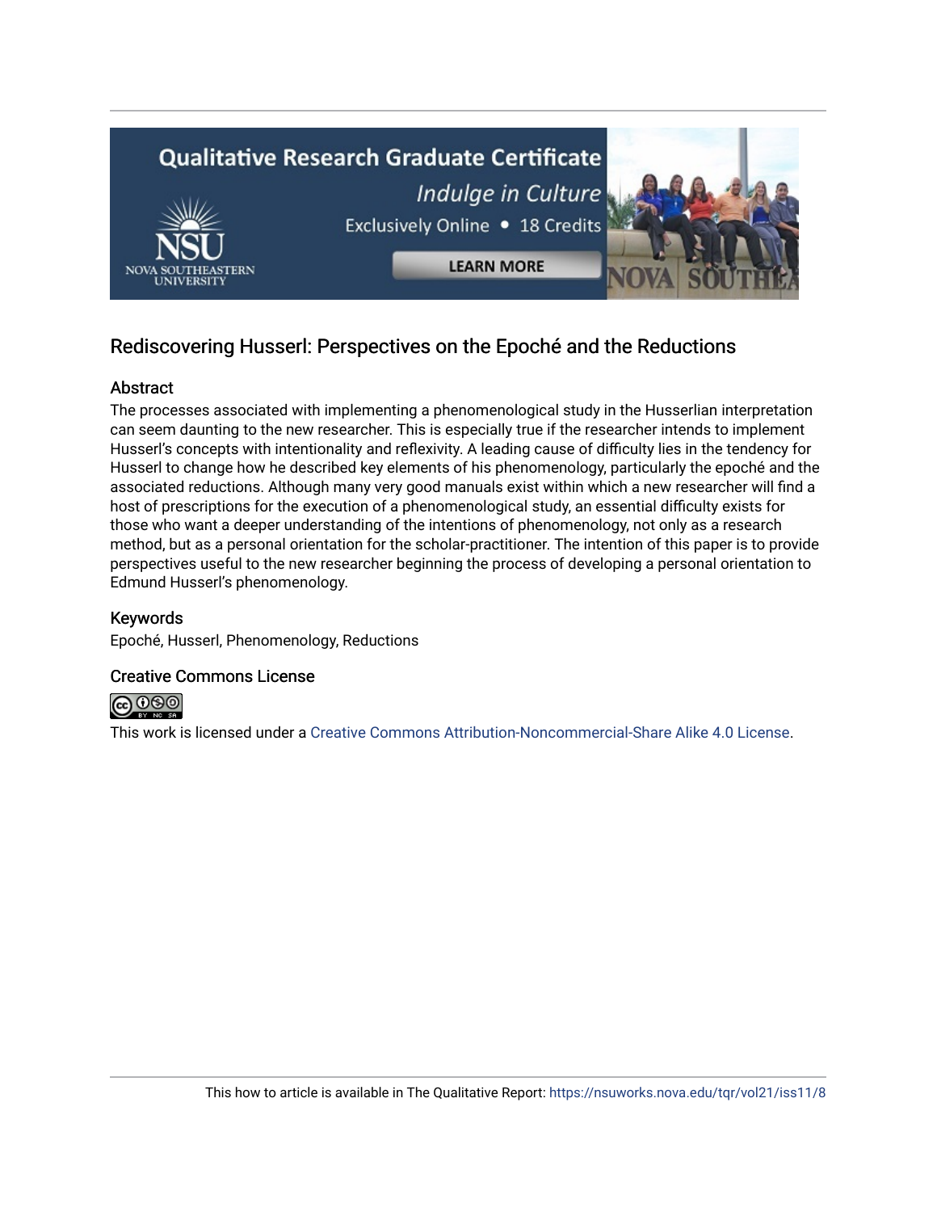## Rediscovering Husserl: Perspectives on the Epoché and the Reductions

### Abstract

The processes associated with implementing a phenomenological study in the Husserlian interpretation can seem daunting to the new researcher. This is especially true if the researcher intends to implement Husserl's concepts with intentionality and reflexivity. A leading cause of difficulty lies in the tendency for Husserl to change how he described key elements of his phenomenology, particularly the epoché and the associated reductions. Although many very good manuals exist within which a new researcher will find a host of prescriptions for the execution of a phenomenological study, an essential difficulty exists for those who want a deeper understanding of the intentions of phenomenology, not only as a research method, but as a personal orientation for the scholar-practitioner. The intention of this paper is to provide perspectives useful to the new researcher beginning the process of developing a personal orientation to Edmund Husserl's phenomenology.

### Keywords

Epoché, Husserl, Phenomenology, Reductions

### Creative Commons License

This work is licensed under a Creative Commons Attribution-Noncommercial-Share Alike 4.0 License.

This how to article is available in The Qualitative Report: https://nsuworks.nova.edu/tqr/vol21/iss11/8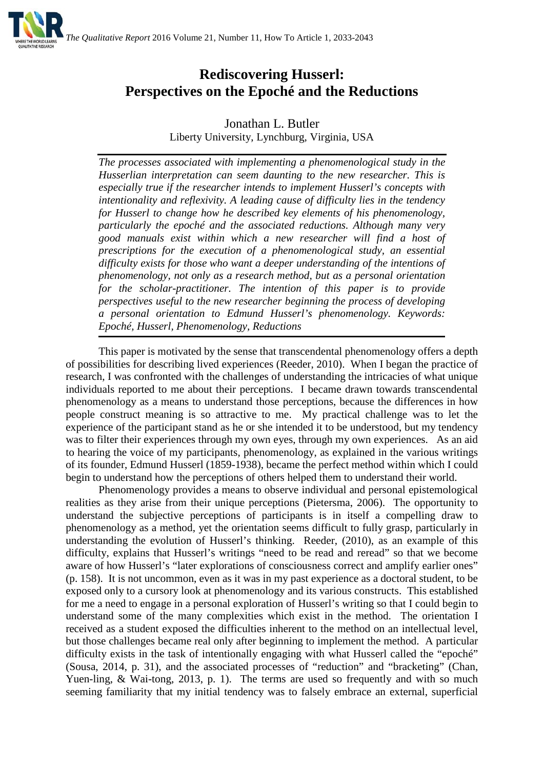# Rediscovering Husserl: Perspectives on the Epoché and the Reductions

Jonathan L. Butler
Liberty University, Lynchburg, Virginia, USA

*The processes associated with implementing a phenomenological study in the Husserlian interpretation can seem daunting to the new researcher. This is especially true if the researcher intends to implement Husserl's concepts with intentionality and reflexivity. A leading cause of difficulty lies in the tendency for Husserl to change how he described key elements of his phenomenology, particularly the epoché and the associated reductions. Although many very good manuals exist within which a new researcher will find a host of prescriptions for the execution of a phenomenological study, an essential difficulty exists for those who want a deeper understanding of the intentions of phenomenology, not only as a research method, but as a personal orientation for the scholar-practitioner. The intention of this paper is to provide perspectives useful to the new researcher beginning the process of developing a personal orientation to Edmund Husserl's phenomenology. Keywords: Epoché, Husserl, Phenomenology, Reductions*

This paper is motivated by the sense that transcendental phenomenology offers a depth of possibilities for describing lived experiences (Reeder, 2010). When I began the practice of research, I was confronted with the challenges of understanding the intricacies of what unique individuals reported to me about their perceptions. I became drawn towards transcendental phenomenology as a means to understand those perceptions, because the differences in how people construct meaning is so attractive to me. My practical challenge was to let the experience of the participant stand as he or she intended it to be understood, but my tendency was to filter their experiences through my own eyes, through my own experiences. As an aid to hearing the voice of my participants, phenomenology, as explained in the various writings of its founder, Edmund Husserl (1859-1938), became the perfect method within which I could begin to understand how the perceptions of others helped them to understand their world.

Phenomenology provides a means to observe individual and personal epistemological realities as they arise from their unique perceptions (Pietersma, 2006). The opportunity to understand the subjective perceptions of participants is in itself a compelling draw to phenomenology as a method, yet the orientation seems difficult to fully grasp, particularly in understanding the evolution of Husserl's thinking. Reeder, (2010), as an example of this difficulty, explains that Husserl's writings "need to be read and reread" so that we become aware of how Husserl's "later explorations of consciousness correct and amplify earlier ones" (p. 158). It is not uncommon, even as it was in my past experience as a doctoral student, to be exposed only to a cursory look at phenomenology and its various constructs. This established for me a need to engage in a personal exploration of Husserl's writing so that I could begin to understand some of the many complexities which exist in the method. The orientation I received as a student exposed the difficulties inherent to the method on an intellectual level, but those challenges became real only after beginning to implement the method. A particular difficulty exists in the task of intentionally engaging with what Husserl called the "epoché" (Sousa, 2014, p. 31), and the associated processes of "reduction" and "bracketing" (Chan, Yuen-ling, & Wai-tong, 2013, p. 1). The terms are used so frequently and with so much seeming familiarity that my initial tendency was to falsely embrace an external, superficial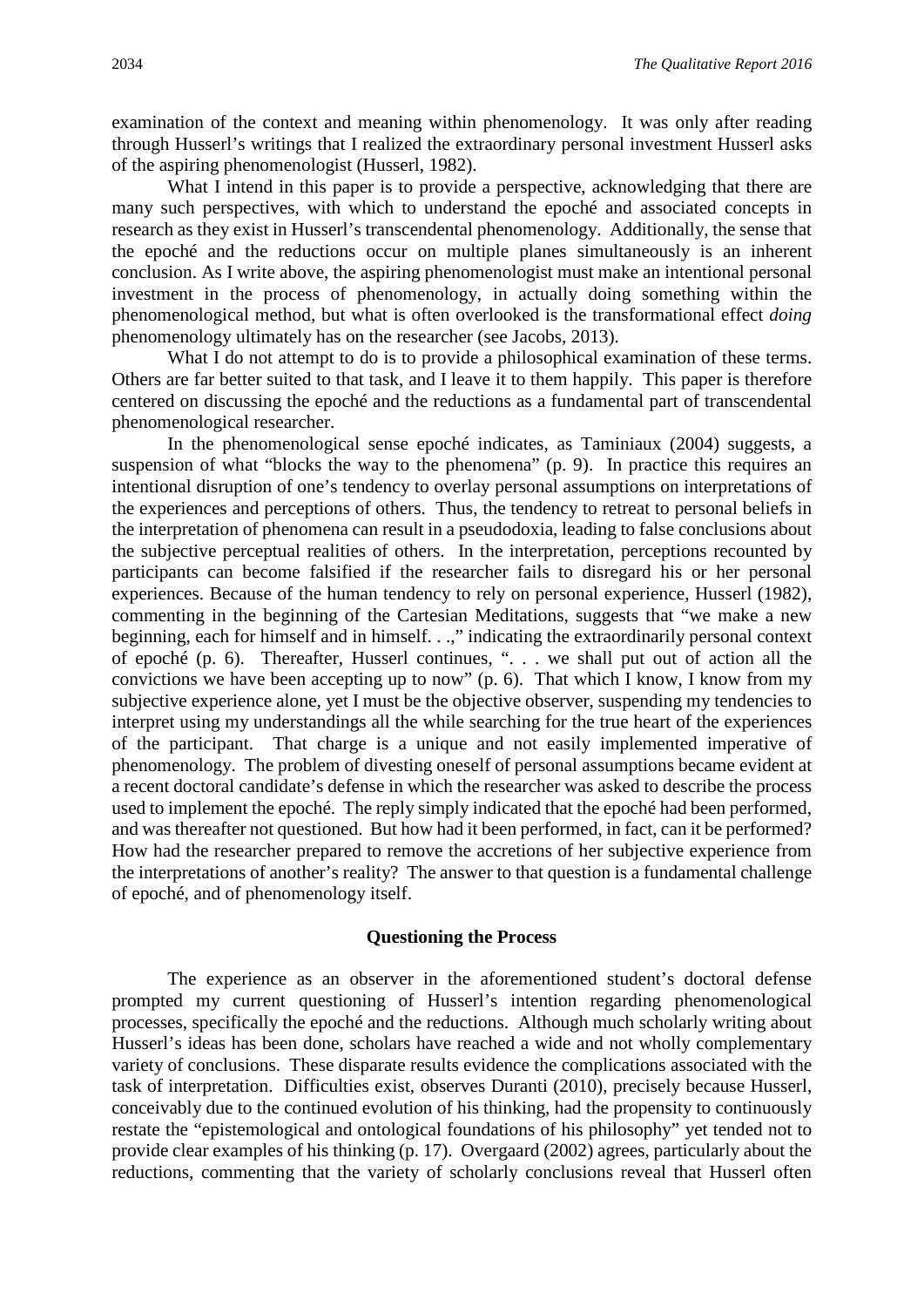examination of the context and meaning within phenomenology. It was only after reading through Husserl's writings that I realized the extraordinary personal investment Husserl asks of the aspiring phenomenologist (Husserl, 1982).

What I intend in this paper is to provide a perspective, acknowledging that there are many such perspectives, with which to understand the epoché and associated concepts in research as they exist in Husserl's transcendental phenomenology. Additionally, the sense that the epoché and the reductions occur on multiple planes simultaneously is an inherent conclusion. As I write above, the aspiring phenomenologist must make an intentional personal investment in the process of phenomenology, in actually doing something within the phenomenological method, but what is often overlooked is the transformational effect *doing* phenomenology ultimately has on the researcher (see Jacobs, 2013).

What I do not attempt to do is to provide a philosophical examination of these terms. Others are far better suited to that task, and I leave it to them happily. This paper is therefore centered on discussing the epoché and the reductions as a fundamental part of transcendental phenomenological researcher.

In the phenomenological sense epoché indicates, as Taminiaux (2004) suggests, a suspension of what "blocks the way to the phenomena" (p. 9). In practice this requires an intentional disruption of one's tendency to overlay personal assumptions on interpretations of the experiences and perceptions of others. Thus, the tendency to retreat to personal beliefs in the interpretation of phenomena can result in a pseudodoxia, leading to false conclusions about the subjective perceptual realities of others. In the interpretation, perceptions recounted by participants can become falsified if the researcher fails to disregard his or her personal experiences. Because of the human tendency to rely on personal experience, Husserl (1982), commenting in the beginning of the Cartesian Meditations, suggests that "we make a new beginning, each for himself and in himself. . .," indicating the extraordinarily personal context of epoché (p. 6). Thereafter, Husserl continues, ". . . we shall put out of action all the convictions we have been accepting up to now" (p. 6). That which I know, I know from my subjective experience alone, yet I must be the objective observer, suspending my tendencies to interpret using my understandings all the while searching for the true heart of the experiences of the participant. That charge is a unique and not easily implemented imperative of phenomenology. The problem of divesting oneself of personal assumptions became evident at a recent doctoral candidate's defense in which the researcher was asked to describe the process used to implement the epoché. The reply simply indicated that the epoché had been performed, and was thereafter not questioned. But how had it been performed, in fact, can it be performed? How had the researcher prepared to remove the accretions of her subjective experience from the interpretations of another's reality? The answer to that question is a fundamental challenge of epoché, and of phenomenology itself.

## Questioning the Process

The experience as an observer in the aforementioned student's doctoral defense prompted my current questioning of Husserl's intention regarding phenomenological processes, specifically the epoché and the reductions. Although much scholarly writing about Husserl's ideas has been done, scholars have reached a wide and not wholly complementary variety of conclusions. These disparate results evidence the complications associated with the task of interpretation. Difficulties exist, observes Duranti (2010), precisely because Husserl, conceivably due to the continued evolution of his thinking, had the propensity to continuously restate the "epistemological and ontological foundations of his philosophy" yet tended not to provide clear examples of his thinking (p. 17). Overgaard (2002) agrees, particularly about the reductions, commenting that the variety of scholarly conclusions reveal that Husserl often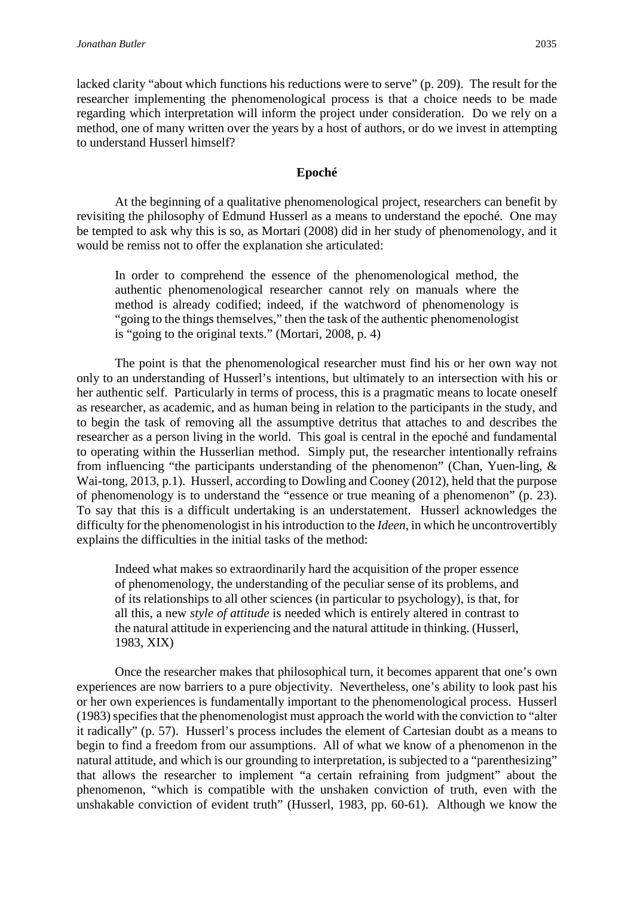lacked clarity "about which functions his reductions were to serve" (p. 209). The result for the researcher implementing the phenomenological process is that a choice needs to be made regarding which interpretation will inform the project under consideration. Do we rely on a method, one of many written over the years by a host of authors, or do we invest in attempting to understand Husserl himself?

## Epoché

At the beginning of a qualitative phenomenological project, researchers can benefit by revisiting the philosophy of Edmund Husserl as a means to understand the epoché. One may be tempted to ask why this is so, as Mortari (2008) did in her study of phenomenology, and it would be remiss not to offer the explanation she articulated:

> In order to comprehend the essence of the phenomenological method, the authentic phenomenological researcher cannot rely on manuals where the method is already codified; indeed, if the watchword of phenomenology is "going to the things themselves," then the task of the authentic phenomenologist is "going to the original texts." (Mortari, 2008, p. 4)

The point is that the phenomenological researcher must find his or her own way not only to an understanding of Husserl's intentions, but ultimately to an intersection with his or her authentic self. Particularly in terms of process, this is a pragmatic means to locate oneself as researcher, as academic, and as human being in relation to the participants in the study, and to begin the task of removing all the assumptive detritus that attaches to and describes the researcher as a person living in the world. This goal is central in the epoché and fundamental to operating within the Husserlian method. Simply put, the researcher intentionally refrains from influencing "the participants understanding of the phenomenon" (Chan, Yuen-ling, & Wai-tong, 2013, p.1). Husserl, according to Dowling and Cooney (2012), held that the purpose of phenomenology is to understand the "essence or true meaning of a phenomenon" (p. 23). To say that this is a difficult undertaking is an understatement. Husserl acknowledges the difficulty for the phenomenologist in his introduction to the *Ideen*, in which he uncontrovertibly explains the difficulties in the initial tasks of the method:

> Indeed what makes so extraordinarily hard the acquisition of the proper essence of phenomenology, the understanding of the peculiar sense of its problems, and of its relationships to all other sciences (in particular to psychology), is that, for all this, a new *style of attitude* is needed which is entirely altered in contrast to the natural attitude in experiencing and the natural attitude in thinking. (Husserl, 1983, XIX)

Once the researcher makes that philosophical turn, it becomes apparent that one's own experiences are now barriers to a pure objectivity. Nevertheless, one's ability to look past his or her own experiences is fundamentally important to the phenomenological process. Husserl (1983) specifies that the phenomenologist must approach the world with the conviction to "alter it radically" (p. 57). Husserl's process includes the element of Cartesian doubt as a means to begin to find a freedom from our assumptions. All of what we know of a phenomenon in the natural attitude, and which is our grounding to interpretation, is subjected to a "parenthesizing" that allows the researcher to implement "a certain refraining from judgment" about the phenomenon, "which is compatible with the unshaken conviction of truth, even with the unshakable conviction of evident truth" (Husserl, 1983, pp. 60-61). Although we know the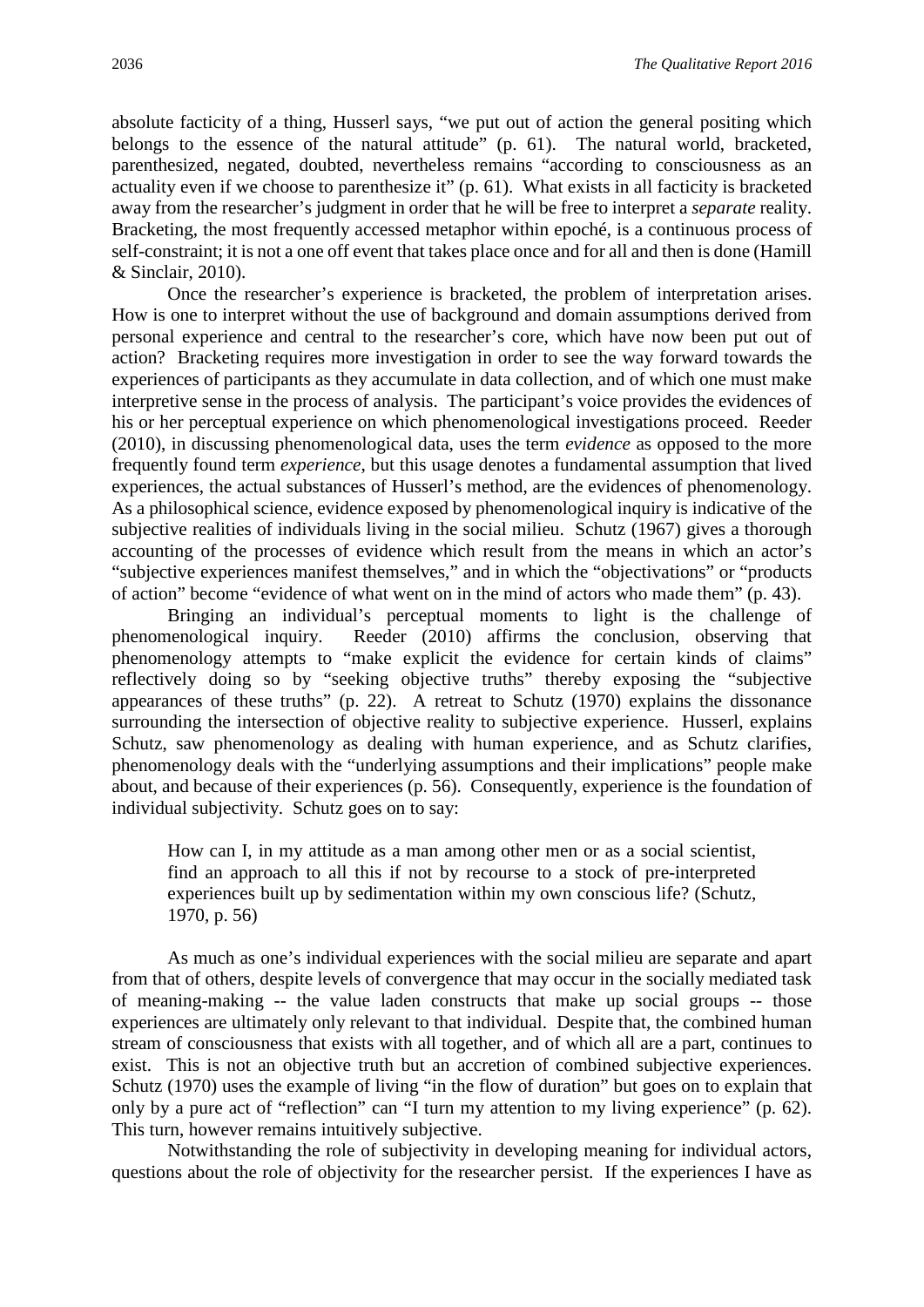absolute facticity of a thing, Husserl says, "we put out of action the general positing which belongs to the essence of the natural attitude" (p. 61). The natural world, bracketed, parenthesized, negated, doubted, nevertheless remains "according to consciousness as an actuality even if we choose to parenthesize it" (p. 61). What exists in all facticity is bracketed away from the researcher's judgment in order that he will be free to interpret a *separate* reality. Bracketing, the most frequently accessed metaphor within epoché, is a continuous process of self-constraint; it is not a one off event that takes place once and for all and then is done (Hamill & Sinclair, 2010).

Once the researcher's experience is bracketed, the problem of interpretation arises. How is one to interpret without the use of background and domain assumptions derived from personal experience and central to the researcher's core, which have now been put out of action? Bracketing requires more investigation in order to see the way forward towards the experiences of participants as they accumulate in data collection, and of which one must make interpretive sense in the process of analysis. The participant's voice provides the evidences of his or her perceptual experience on which phenomenological investigations proceed. Reeder (2010), in discussing phenomenological data, uses the term *evidence* as opposed to the more frequently found term *experience*, but this usage denotes a fundamental assumption that lived experiences, the actual substances of Husserl's method, are the evidences of phenomenology. As a philosophical science, evidence exposed by phenomenological inquiry is indicative of the subjective realities of individuals living in the social milieu. Schutz (1967) gives a thorough accounting of the processes of evidence which result from the means in which an actor's "subjective experiences manifest themselves," and in which the "objectivations" or "products of action" become "evidence of what went on in the mind of actors who made them" (p. 43).

Bringing an individual's perceptual moments to light is the challenge of phenomenological inquiry. Reeder (2010) affirms the conclusion, observing that phenomenology attempts to "make explicit the evidence for certain kinds of claims" reflectively doing so by "seeking objective truths" thereby exposing the "subjective appearances of these truths" (p. 22). A retreat to Schutz (1970) explains the dissonance surrounding the intersection of objective reality to subjective experience. Husserl, explains Schutz, saw phenomenology as dealing with human experience, and as Schutz clarifies, phenomenology deals with the "underlying assumptions and their implications" people make about, and because of their experiences (p. 56). Consequently, experience is the foundation of individual subjectivity. Schutz goes on to say:

> How can I, in my attitude as a man among other men or as a social scientist, find an approach to all this if not by recourse to a stock of pre-interpreted experiences built up by sedimentation within my own conscious life? (Schutz, 1970, p. 56)

As much as one's individual experiences with the social milieu are separate and apart from that of others, despite levels of convergence that may occur in the socially mediated task of meaning-making -- the value laden constructs that make up social groups -- those experiences are ultimately only relevant to that individual. Despite that, the combined human stream of consciousness that exists with all together, and of which all are a part, continues to exist. This is not an objective truth but an accretion of combined subjective experiences. Schutz (1970) uses the example of living "in the flow of duration" but goes on to explain that only by a pure act of "reflection" can "I turn my attention to my living experience" (p. 62). This turn, however remains intuitively subjective.

Notwithstanding the role of subjectivity in developing meaning for individual actors, questions about the role of objectivity for the researcher persist. If the experiences I have as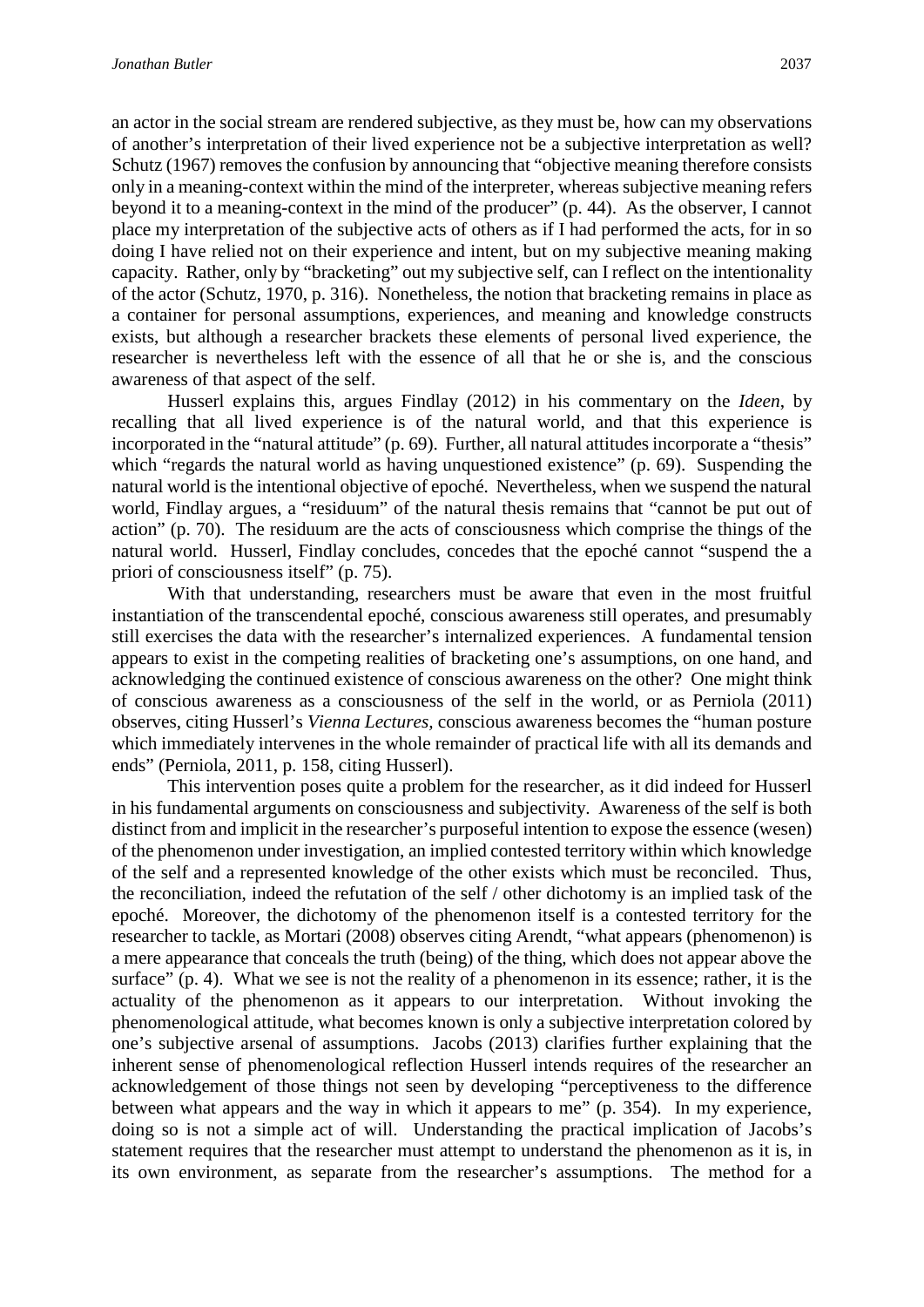an actor in the social stream are rendered subjective, as they must be, how can my observations of another's interpretation of their lived experience not be a subjective interpretation as well? Schutz (1967) removes the confusion by announcing that "objective meaning therefore consists only in a meaning-context within the mind of the interpreter, whereas subjective meaning refers beyond it to a meaning-context in the mind of the producer" (p. 44). As the observer, I cannot place my interpretation of the subjective acts of others as if I had performed the acts, for in so doing I have relied not on their experience and intent, but on my subjective meaning making capacity. Rather, only by "bracketing" out my subjective self, can I reflect on the intentionality of the actor (Schutz, 1970, p. 316). Nonetheless, the notion that bracketing remains in place as a container for personal assumptions, experiences, and meaning and knowledge constructs exists, but although a researcher brackets these elements of personal lived experience, the researcher is nevertheless left with the essence of all that he or she is, and the conscious awareness of that aspect of the self.

Husserl explains this, argues Findlay (2012) in his commentary on the *Ideen*, by recalling that all lived experience is of the natural world, and that this experience is incorporated in the "natural attitude" (p. 69). Further, all natural attitudes incorporate a "thesis" which "regards the natural world as having unquestioned existence" (p. 69). Suspending the natural world is the intentional objective of epoché. Nevertheless, when we suspend the natural world, Findlay argues, a "residuum" of the natural thesis remains that "cannot be put out of action" (p. 70). The residuum are the acts of consciousness which comprise the things of the natural world. Husserl, Findlay concludes, concedes that the epoché cannot "suspend the a priori of consciousness itself" (p. 75).

With that understanding, researchers must be aware that even in the most fruitful instantiation of the transcendental epoché, conscious awareness still operates, and presumably still exercises the data with the researcher's internalized experiences. A fundamental tension appears to exist in the competing realities of bracketing one's assumptions, on one hand, and acknowledging the continued existence of conscious awareness on the other? One might think of conscious awareness as a consciousness of the self in the world, or as Perniola (2011) observes, citing Husserl's *Vienna Lectures,* conscious awareness becomes the "human posture which immediately intervenes in the whole remainder of practical life with all its demands and ends" (Perniola, 2011, p. 158, citing Husserl).

This intervention poses quite a problem for the researcher, as it did indeed for Husserl in his fundamental arguments on consciousness and subjectivity. Awareness of the self is both distinct from and implicit in the researcher's purposeful intention to expose the essence (wesen) of the phenomenon under investigation, an implied contested territory within which knowledge of the self and a represented knowledge of the other exists which must be reconciled. Thus, the reconciliation, indeed the refutation of the self / other dichotomy is an implied task of the epoché. Moreover, the dichotomy of the phenomenon itself is a contested territory for the researcher to tackle, as Mortari (2008) observes citing Arendt, "what appears (phenomenon) is a mere appearance that conceals the truth (being) of the thing, which does not appear above the surface" (p. 4). What we see is not the reality of a phenomenon in its essence; rather, it is the actuality of the phenomenon as it appears to our interpretation. Without invoking the phenomenological attitude, what becomes known is only a subjective interpretation colored by one's subjective arsenal of assumptions. Jacobs (2013) clarifies further explaining that the inherent sense of phenomenological reflection Husserl intends requires of the researcher an acknowledgement of those things not seen by developing "perceptiveness to the difference between what appears and the way in which it appears to me" (p. 354). In my experience, doing so is not a simple act of will. Understanding the practical implication of Jacobs's statement requires that the researcher must attempt to understand the phenomenon as it is, in its own environment, as separate from the researcher's assumptions. The method for a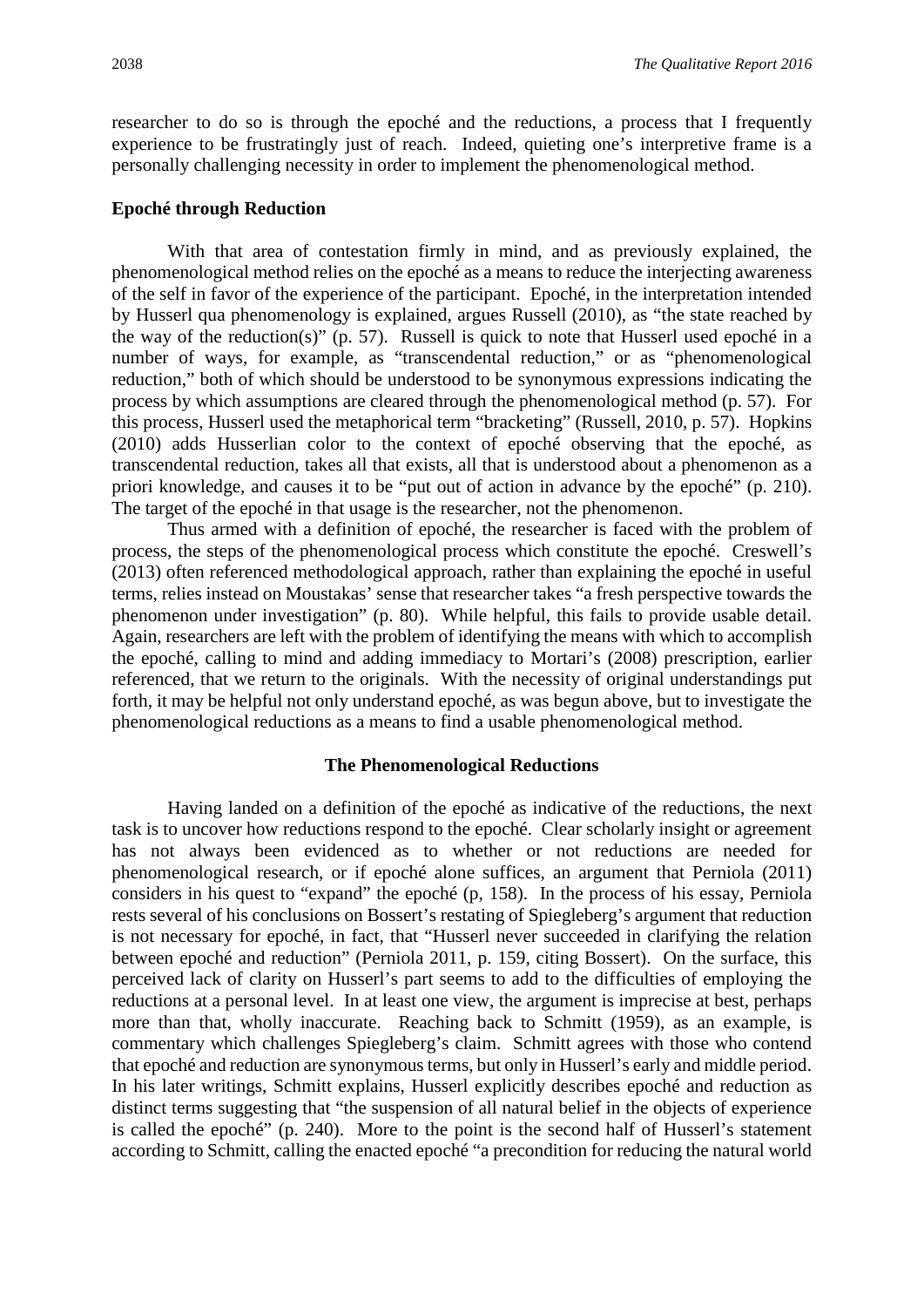researcher to do so is through the epoché and the reductions, a process that I frequently experience to be frustratingly just of reach. Indeed, quieting one's interpretive frame is a personally challenging necessity in order to implement the phenomenological method.

### Epoché through Reduction

With that area of contestation firmly in mind, and as previously explained, the phenomenological method relies on the epoché as a means to reduce the interjecting awareness of the self in favor of the experience of the participant. Epoché, in the interpretation intended by Husserl qua phenomenology is explained, argues Russell (2010), as "the state reached by the way of the reduction(s)" (p. 57). Russell is quick to note that Husserl used epoché in a number of ways, for example, as "transcendental reduction," or as "phenomenological reduction," both of which should be understood to be synonymous expressions indicating the process by which assumptions are cleared through the phenomenological method (p. 57). For this process, Husserl used the metaphorical term "bracketing" (Russell, 2010, p. 57). Hopkins (2010) adds Husserlian color to the context of epoché observing that the epoché, as transcendental reduction, takes all that exists, all that is understood about a phenomenon as a priori knowledge, and causes it to be "put out of action in advance by the epoché" (p. 210). The target of the epoché in that usage is the researcher, not the phenomenon.

Thus armed with a definition of epoché, the researcher is faced with the problem of process, the steps of the phenomenological process which constitute the epoché. Creswell's (2013) often referenced methodological approach, rather than explaining the epoché in useful terms, relies instead on Moustakas' sense that researcher takes "a fresh perspective towards the phenomenon under investigation" (p. 80). While helpful, this fails to provide usable detail. Again, researchers are left with the problem of identifying the means with which to accomplish the epoché, calling to mind and adding immediacy to Mortari's (2008) prescription, earlier referenced, that we return to the originals. With the necessity of original understandings put forth, it may be helpful not only understand epoché, as was begun above, but to investigate the phenomenological reductions as a means to find a usable phenomenological method.

## The Phenomenological Reductions

Having landed on a definition of the epoché as indicative of the reductions, the next task is to uncover how reductions respond to the epoché. Clear scholarly insight or agreement has not always been evidenced as to whether or not reductions are needed for phenomenological research, or if epoché alone suffices, an argument that Perniola (2011) considers in his quest to "expand" the epoché (p, 158). In the process of his essay, Perniola rests several of his conclusions on Bossert's restating of Spiegleberg's argument that reduction is not necessary for epoché, in fact, that "Husserl never succeeded in clarifying the relation between epoché and reduction" (Perniola 2011, p. 159, citing Bossert). On the surface, this perceived lack of clarity on Husserl's part seems to add to the difficulties of employing the reductions at a personal level. In at least one view, the argument is imprecise at best, perhaps more than that, wholly inaccurate. Reaching back to Schmitt (1959), as an example, is commentary which challenges Spiegleberg's claim. Schmitt agrees with those who contend that epoché and reduction are synonymous terms, but only in Husserl's early and middle period. In his later writings, Schmitt explains, Husserl explicitly describes epoché and reduction as distinct terms suggesting that "the suspension of all natural belief in the objects of experience is called the epoché" (p. 240). More to the point is the second half of Husserl's statement according to Schmitt, calling the enacted epoché "a precondition for reducing the natural world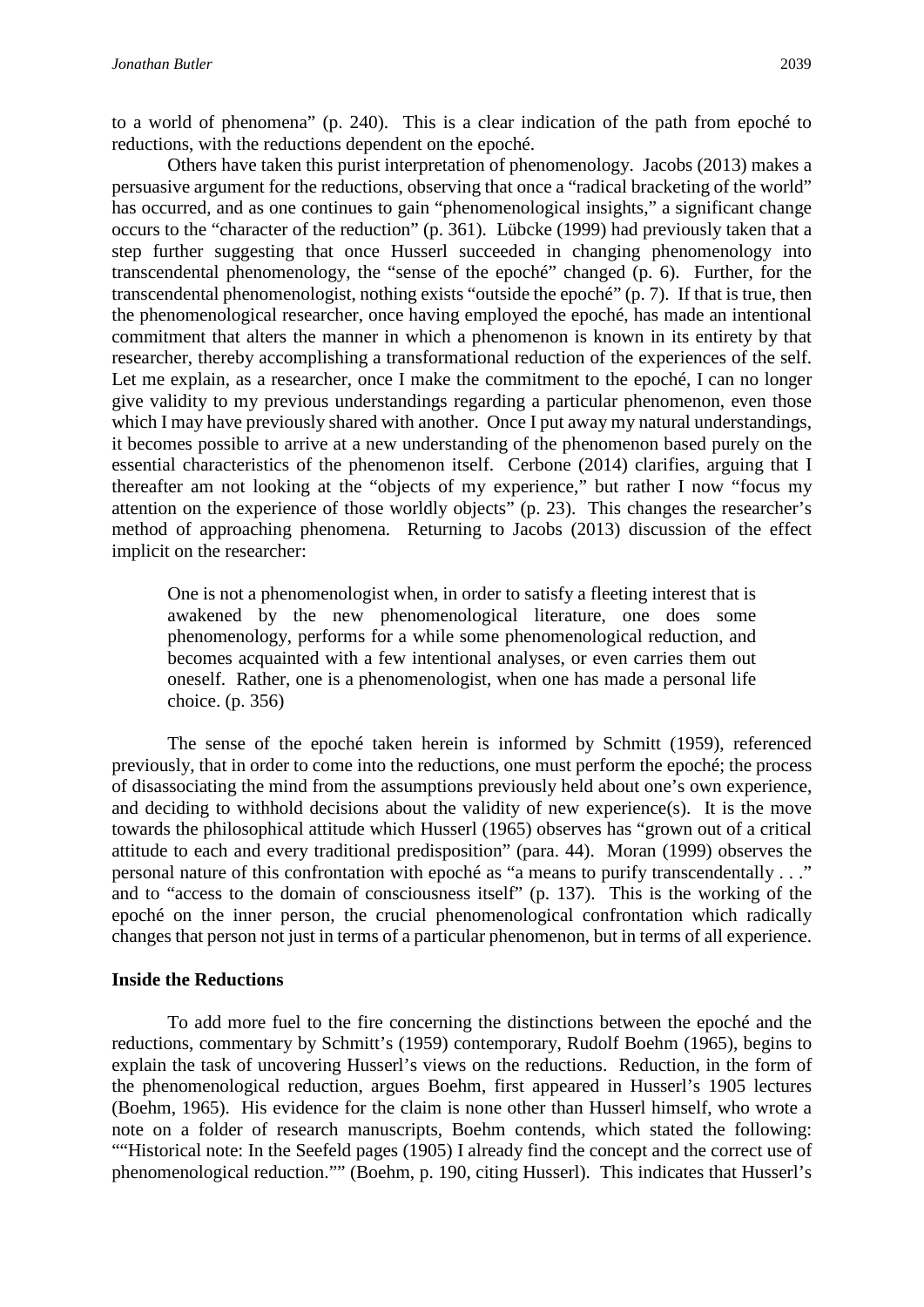to a world of phenomena" (p. 240). This is a clear indication of the path from epoché to reductions, with the reductions dependent on the epoché.

Others have taken this purist interpretation of phenomenology. Jacobs (2013) makes a persuasive argument for the reductions, observing that once a "radical bracketing of the world" has occurred, and as one continues to gain "phenomenological insights," a significant change occurs to the "character of the reduction" (p. 361). Lübcke (1999) had previously taken that a step further suggesting that once Husserl succeeded in changing phenomenology into transcendental phenomenology, the "sense of the epoché" changed (p. 6). Further, for the transcendental phenomenologist, nothing exists "outside the epoché" (p. 7). If that is true, then the phenomenological researcher, once having employed the epoché, has made an intentional commitment that alters the manner in which a phenomenon is known in its entirety by that researcher, thereby accomplishing a transformational reduction of the experiences of the self. Let me explain, as a researcher, once I make the commitment to the epoché, I can no longer give validity to my previous understandings regarding a particular phenomenon, even those which I may have previously shared with another. Once I put away my natural understandings, it becomes possible to arrive at a new understanding of the phenomenon based purely on the essential characteristics of the phenomenon itself. Cerbone (2014) clarifies, arguing that I thereafter am not looking at the "objects of my experience," but rather I now "focus my attention on the experience of those worldly objects" (p. 23). This changes the researcher's method of approaching phenomena. Returning to Jacobs (2013) discussion of the effect implicit on the researcher:

> One is not a phenomenologist when, in order to satisfy a fleeting interest that is awakened by the new phenomenological literature, one does some phenomenology, performs for a while some phenomenological reduction, and becomes acquainted with a few intentional analyses, or even carries them out oneself. Rather, one is a phenomenologist, when one has made a personal life choice. (p. 356)

The sense of the epoché taken herein is informed by Schmitt (1959), referenced previously, that in order to come into the reductions, one must perform the epoché; the process of disassociating the mind from the assumptions previously held about one's own experience, and deciding to withhold decisions about the validity of new experience(s). It is the move towards the philosophical attitude which Husserl (1965) observes has "grown out of a critical attitude to each and every traditional predisposition" (para. 44). Moran (1999) observes the personal nature of this confrontation with epoché as "a means to purify transcendentally . . ." and to "access to the domain of consciousness itself" (p. 137). This is the working of the epoché on the inner person, the crucial phenomenological confrontation which radically changes that person not just in terms of a particular phenomenon, but in terms of all experience.

## Inside the Reductions

To add more fuel to the fire concerning the distinctions between the epoché and the reductions, commentary by Schmitt's (1959) contemporary, Rudolf Boehm (1965), begins to explain the task of uncovering Husserl's views on the reductions. Reduction, in the form of the phenomenological reduction, argues Boehm, first appeared in Husserl's 1905 lectures (Boehm, 1965). His evidence for the claim is none other than Husserl himself, who wrote a note on a folder of research manuscripts, Boehm contends, which stated the following: ""Historical note: In the Seefeld pages (1905) I already find the concept and the correct use of phenomenological reduction."" (Boehm, p. 190, citing Husserl). This indicates that Husserl's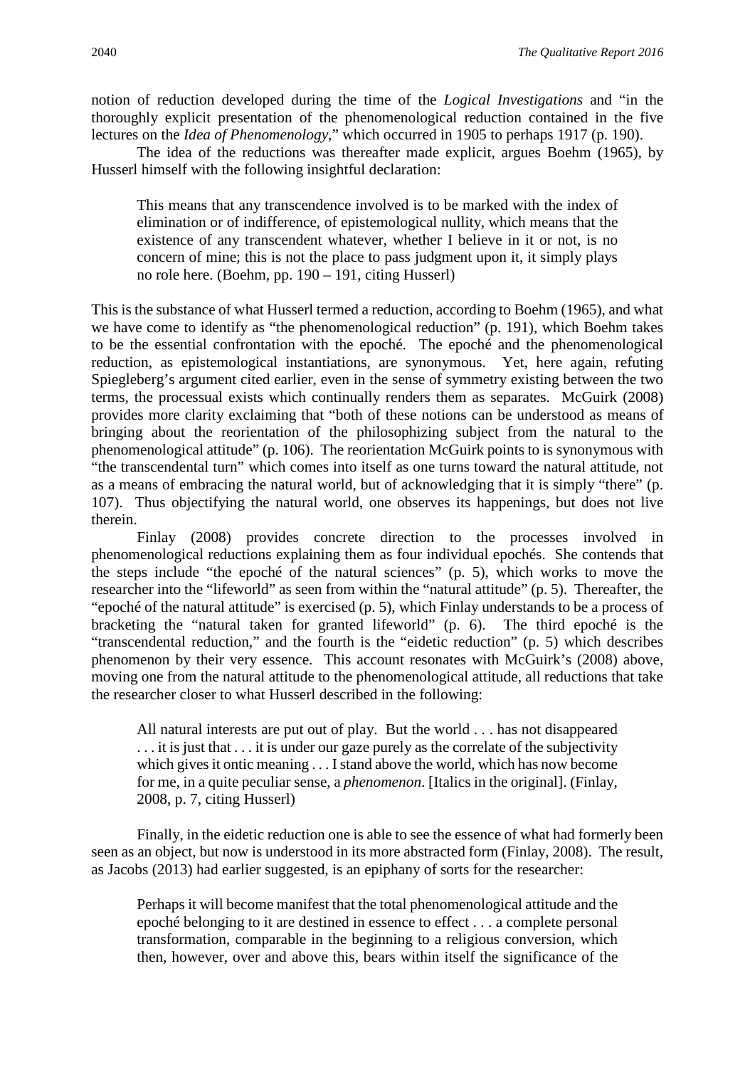notion of reduction developed during the time of the *Logical Investigations* and "in the thoroughly explicit presentation of the phenomenological reduction contained in the five lectures on the *Idea of Phenomenology*," which occurred in 1905 to perhaps 1917 (p. 190).

The idea of the reductions was thereafter made explicit, argues Boehm (1965), by Husserl himself with the following insightful declaration:

> This means that any transcendence involved is to be marked with the index of elimination or of indifference, of epistemological nullity, which means that the existence of any transcendent whatever, whether I believe in it or not, is no concern of mine; this is not the place to pass judgment upon it, it simply plays no role here. (Boehm, pp. 190 – 191, citing Husserl)

This is the substance of what Husserl termed a reduction, according to Boehm (1965), and what we have come to identify as "the phenomenological reduction" (p. 191), which Boehm takes to be the essential confrontation with the epoché. The epoché and the phenomenological reduction, as epistemological instantiations, are synonymous. Yet, here again, refuting Spiegleberg's argument cited earlier, even in the sense of symmetry existing between the two terms, the processual exists which continually renders them as separates. McGuirk (2008) provides more clarity exclaiming that "both of these notions can be understood as means of bringing about the reorientation of the philosophizing subject from the natural to the phenomenological attitude" (p. 106). The reorientation McGuirk points to is synonymous with "the transcendental turn" which comes into itself as one turns toward the natural attitude, not as a means of embracing the natural world, but of acknowledging that it is simply "there" (p. 107). Thus objectifying the natural world, one observes its happenings, but does not live therein.

Finlay (2008) provides concrete direction to the processes involved in phenomenological reductions explaining them as four individual epochés. She contends that the steps include "the epoché of the natural sciences" (p. 5), which works to move the researcher into the "lifeworld" as seen from within the "natural attitude" (p. 5). Thereafter, the "epoché of the natural attitude" is exercised (p. 5), which Finlay understands to be a process of bracketing the "natural taken for granted lifeworld" (p. 6). The third epoché is the "transcendental reduction," and the fourth is the "eidetic reduction" (p. 5) which describes phenomenon by their very essence. This account resonates with McGuirk's (2008) above, moving one from the natural attitude to the phenomenological attitude, all reductions that take the researcher closer to what Husserl described in the following:

> All natural interests are put out of play. But the world . . . has not disappeared . . . it is just that . . . it is under our gaze purely as the correlate of the subjectivity which gives it ontic meaning . . . I stand above the world, which has now become for me, in a quite peculiar sense, a *phenomenon*. [Italics in the original]. (Finlay, 2008, p. 7, citing Husserl)

Finally, in the eidetic reduction one is able to see the essence of what had formerly been seen as an object, but now is understood in its more abstracted form (Finlay, 2008). The result, as Jacobs (2013) had earlier suggested, is an epiphany of sorts for the researcher:

> Perhaps it will become manifest that the total phenomenological attitude and the epoché belonging to it are destined in essence to effect . . . a complete personal transformation, comparable in the beginning to a religious conversion, which then, however, over and above this, bears within itself the significance of the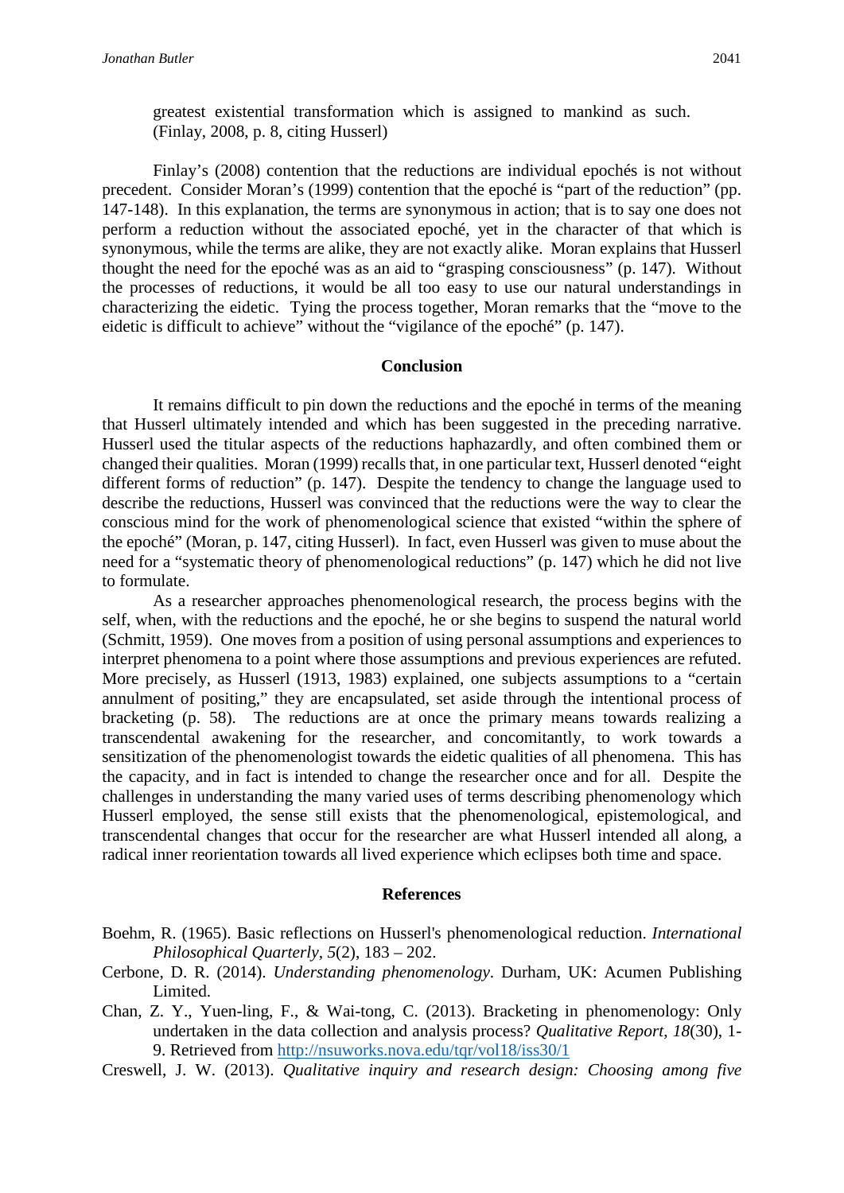greatest existential transformation which is assigned to mankind as such. (Finlay, 2008, p. 8, citing Husserl)

Finlay's (2008) contention that the reductions are individual epochés is not without precedent. Consider Moran's (1999) contention that the epoché is "part of the reduction" (pp. 147-148). In this explanation, the terms are synonymous in action; that is to say one does not perform a reduction without the associated epoché, yet in the character of that which is synonymous, while the terms are alike, they are not exactly alike. Moran explains that Husserl thought the need for the epoché was as an aid to "grasping consciousness" (p. 147). Without the processes of reductions, it would be all too easy to use our natural understandings in characterizing the eidetic. Tying the process together, Moran remarks that the "move to the eidetic is difficult to achieve" without the "vigilance of the epoché" (p. 147).

## Conclusion

It remains difficult to pin down the reductions and the epoché in terms of the meaning that Husserl ultimately intended and which has been suggested in the preceding narrative. Husserl used the titular aspects of the reductions haphazardly, and often combined them or changed their qualities. Moran (1999) recalls that, in one particular text, Husserl denoted "eight different forms of reduction" (p. 147). Despite the tendency to change the language used to describe the reductions, Husserl was convinced that the reductions were the way to clear the conscious mind for the work of phenomenological science that existed "within the sphere of the epoché" (Moran, p. 147, citing Husserl). In fact, even Husserl was given to muse about the need for a "systematic theory of phenomenological reductions" (p. 147) which he did not live to formulate.

As a researcher approaches phenomenological research, the process begins with the self, when, with the reductions and the epoché, he or she begins to suspend the natural world (Schmitt, 1959). One moves from a position of using personal assumptions and experiences to interpret phenomena to a point where those assumptions and previous experiences are refuted. More precisely, as Husserl (1913, 1983) explained, one subjects assumptions to a "certain annulment of positing," they are encapsulated, set aside through the intentional process of bracketing (p. 58). The reductions are at once the primary means towards realizing a transcendental awakening for the researcher, and concomitantly, to work towards a sensitization of the phenomenologist towards the eidetic qualities of all phenomena. This has the capacity, and in fact is intended to change the researcher once and for all. Despite the challenges in understanding the many varied uses of terms describing phenomenology which Husserl employed, the sense still exists that the phenomenological, epistemological, and transcendental changes that occur for the researcher are what Husserl intended all along, a radical inner reorientation towards all lived experience which eclipses both time and space.

## References

Boehm, R. (1965). Basic reflections on Husserl's phenomenological reduction. *International Philosophical Quarterly*, *5*(2), 183 – 202.

Cerbone, D. R. (2014). *Understanding phenomenology*. Durham, UK: Acumen Publishing Limited.

Chan, Z. Y., Yuen-ling, F., & Wai-tong, C. (2013). Bracketing in phenomenology: Only undertaken in the data collection and analysis process? *Qualitative Report*, *18*(30), 1-9. Retrieved from http://nsuworks.nova.edu/tqr/vol18/iss30/1

Creswell, J. W. (2013). *Qualitative inquiry and research design: Choosing among five*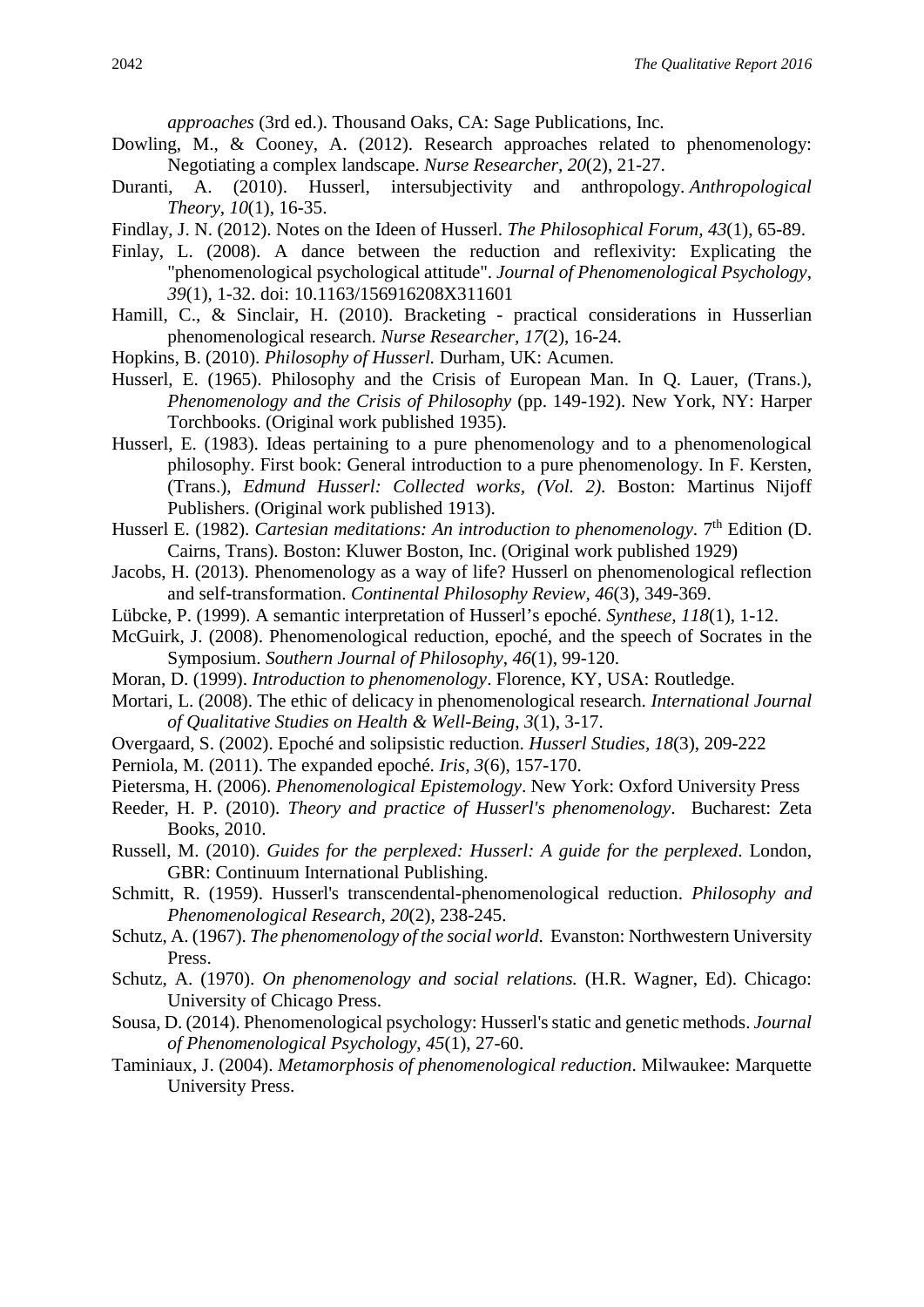*approaches* (3rd ed.). Thousand Oaks, CA: Sage Publications, Inc.

Dowling, M., & Cooney, A. (2012). Research approaches related to phenomenology: Negotiating a complex landscape. *Nurse Researcher, 20*(2), 21-27.

Duranti, A. (2010). Husserl, intersubjectivity and anthropology. *Anthropological Theory*, *10*(1), 16-35.

Findlay, J. N. (2012). Notes on the Ideen of Husserl. *The Philosophical Forum, 43*(1), 65-89.

Finlay, L. (2008). A dance between the reduction and reflexivity: Explicating the "phenomenological psychological attitude". *Journal of Phenomenological Psychology*, *39*(1), 1-32. doi: 10.1163/156916208X311601

Hamill, C., & Sinclair, H. (2010). Bracketing - practical considerations in Husserlian phenomenological research. *Nurse Researcher, 17*(2), 16-24.

Hopkins, B. (2010). *Philosophy of Husserl.* Durham, UK: Acumen.

Husserl, E. (1965). Philosophy and the Crisis of European Man. In Q. Lauer, (Trans.), *Phenomenology and the Crisis of Philosophy* (pp. 149-192). New York, NY: Harper Torchbooks. (Original work published 1935).

Husserl, E. (1983). Ideas pertaining to a pure phenomenology and to a phenomenological philosophy. First book: General introduction to a pure phenomenology. In F. Kersten, (Trans.), *Edmund Husserl: Collected works, (Vol. 2).* Boston: Martinus Nijoff Publishers. (Original work published 1913).

Husserl E. (1982). *Cartesian meditations: An introduction to phenomenology*. 7th Edition (D. Cairns, Trans). Boston: Kluwer Boston, Inc. (Original work published 1929)

Jacobs, H. (2013). Phenomenology as a way of life? Husserl on phenomenological reflection and self-transformation. *Continental Philosophy Review*, *46*(3), 349-369.

Lübcke, P. (1999). A semantic interpretation of Husserl's epoché. *Synthese*, *118*(1), 1-12.

McGuirk, J. (2008). Phenomenological reduction, epoché, and the speech of Socrates in the Symposium. *Southern Journal of Philosophy*, *46*(1), 99-120.

Moran, D. (1999). *Introduction to phenomenology*. Florence, KY, USA: Routledge.

Mortari, L. (2008). The ethic of delicacy in phenomenological research. *International Journal of Qualitative Studies on Health & Well-Being*, *3*(1), 3-17.

Overgaard, S. (2002). Epoché and solipsistic reduction. *Husserl Studies, 18*(3), 209-222

Perniola, M. (2011). The expanded epoché. *Iris, 3*(6), 157-170.

Pietersma, H. (2006). *Phenomenological Epistemology*. New York: Oxford University Press

Reeder, H. P. (2010). *Theory and practice of Husserl's phenomenology*. Bucharest: Zeta Books, 2010.

Russell, M. (2010). *Guides for the perplexed: Husserl: A guide for the perplexed*. London, GBR: Continuum International Publishing.

Schmitt, R. (1959). Husserl's transcendental-phenomenological reduction. *Philosophy and Phenomenological Research, 20*(2), 238-245.

Schutz, A. (1967). *The phenomenology of the social world.* Evanston: Northwestern University Press.

Schutz, A. (1970). *On phenomenology and social relations.* (H.R. Wagner, Ed). Chicago: University of Chicago Press.

Sousa, D. (2014). Phenomenological psychology: Husserl's static and genetic methods. *Journal of Phenomenological Psychology*, *45*(1), 27-60.

Taminiaux, J. (2004). *Metamorphosis of phenomenological reduction*. Milwaukee: Marquette University Press.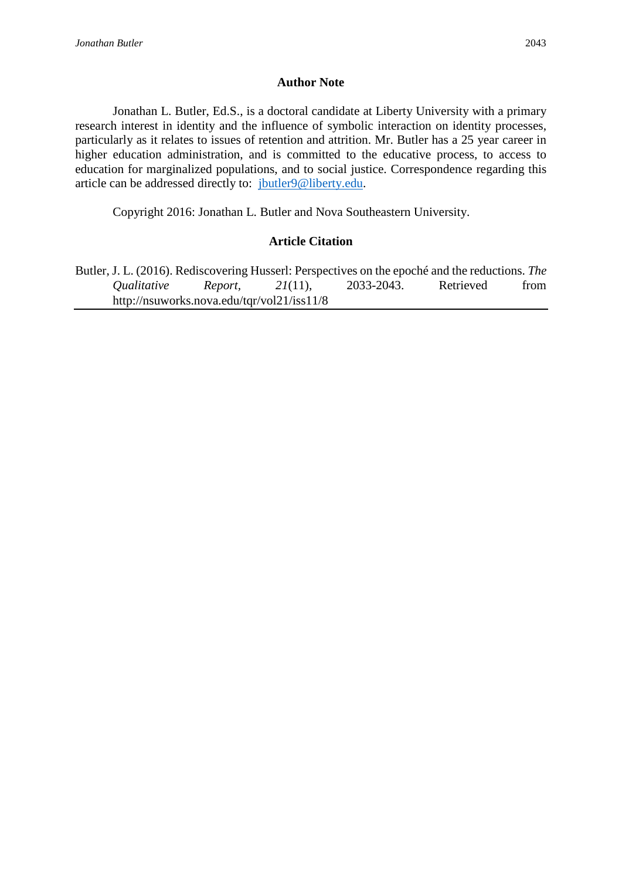## Author Note

Jonathan L. Butler, Ed.S., is a doctoral candidate at Liberty University with a primary research interest in identity and the influence of symbolic interaction on identity processes, particularly as it relates to issues of retention and attrition. Mr. Butler has a 25 year career in higher education administration, and is committed to the educative process, to access to education for marginalized populations, and to social justice. Correspondence regarding this article can be addressed directly to: jbutler9@liberty.edu.

Copyright 2016: Jonathan L. Butler and Nova Southeastern University.

## Article Citation

Butler, J. L. (2016). Rediscovering Husserl: Perspectives on the epoché and the reductions. *The Qualitative Report*, *21*(11), 2033-2043. Retrieved from http://nsuworks.nova.edu/tqr/vol21/iss11/8